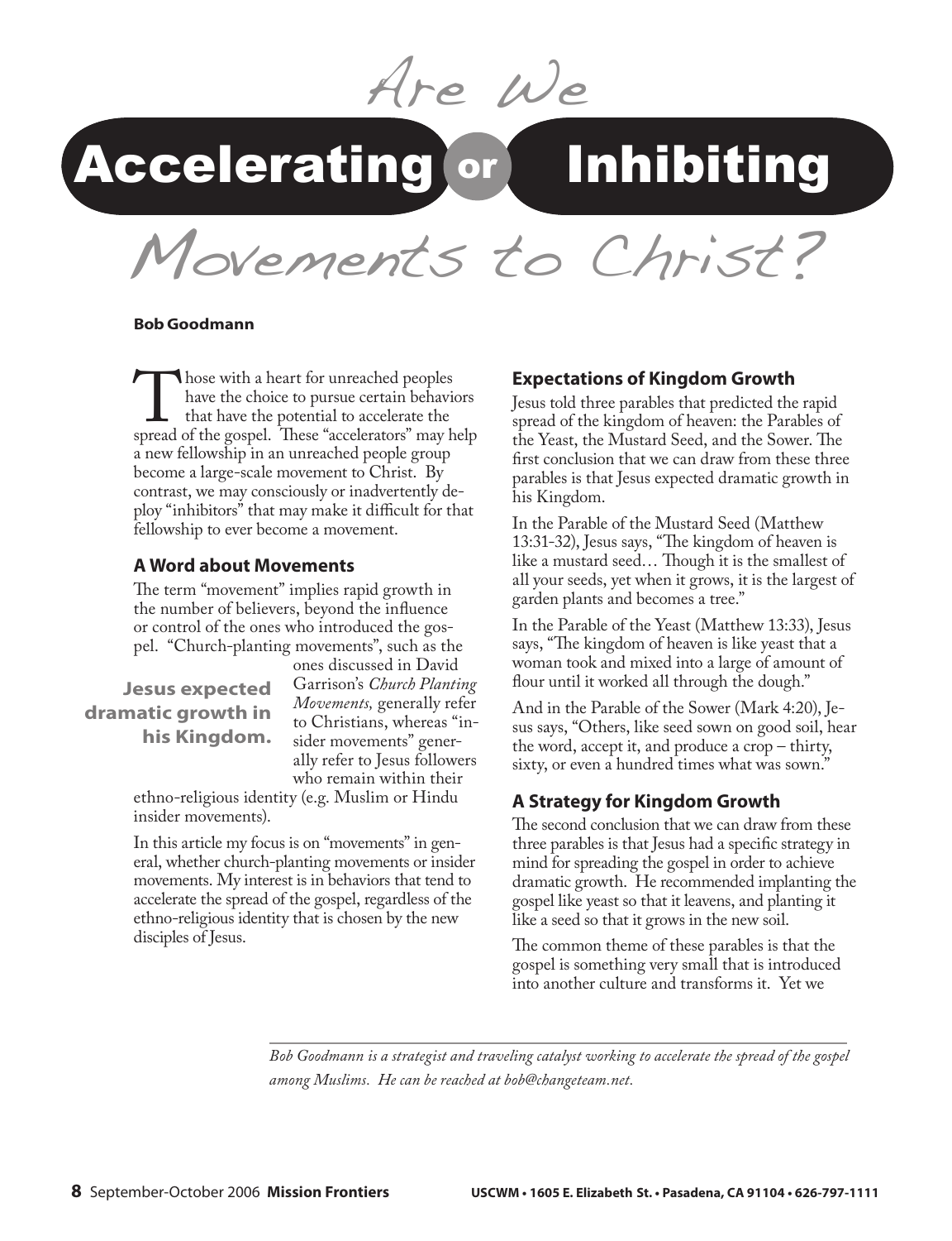# Are We Accelerating or Inhibiting Movements to Christ?

**Bob Goodmann**

Those with a heart for unreached peoples have the choice to pursue certain behaviors that have the potential to accelerate the spread of the gospel. These "accelerators" may help a new fellowship in an unreached people group become a large-scale movement to Christ. By contrast, we may consciously or inadvertently deploy "inhibitors" that may make it difficult for that fellowship to ever become a movement.

### A Word about Movements

The term "movement" implies rapid growth in the number of believers, beyond the influence or control of the ones who introduced the gospel. "Church-planting movements", such as the ones discussed in David Garrison's *Church Planting Movements,* generally refer to Christians, whereas "insider movements" generally refer to Jesus followers who remain within their ethno-religious identity (e.g. Muslim or Hindu insider movements).

**Jesus expected dramatic growth in his Kingdom.**

In this article my focus is on "movements" in general, whether church-planting movements or insider movements. My interest is in behaviors that tend to accelerate the spread of the gospel, regardless of the ethno-religious identity that is chosen by the new disciples of Jesus.

### Expectations of Kingdom Growth

Jesus told three parables that predicted the rapid spread of the kingdom of heaven: the Parables of the Yeast, the Mustard Seed, and the Sower. The first conclusion that we can draw from these three parables is that Jesus expected dramatic growth in his Kingdom.

In the Parable of the Mustard Seed (Matthew 13:31-32), Jesus says, "The kingdom of heaven is like a mustard seed… Though it is the smallest of all your seeds, yet when it grows, it is the largest of garden plants and becomes a tree."

In the Parable of the Yeast (Matthew 13:33), Jesus says, "The kingdom of heaven is like yeast that a woman took and mixed into a large of amount of flour until it worked all through the dough."

And in the Parable of the Sower (Mark 4:20), Jesus says, "Others, like seed sown on good soil, hear the word, accept it, and produce a crop – thirty, sixty, or even a hundred times what was sown."

### A Strategy for Kingdom Growth

The second conclusion that we can draw from these three parables is that Jesus had a specific strategy in mind for spreading the gospel in order to achieve dramatic growth. He recommended implanting the gospel like yeast so that it leavens, and planting it like a seed so that it grows in the new soil.

The common theme of these parables is that the gospel is something very small that is introduced into another culture and transforms it. Yet we

---

*Bob Goodmann is a strategist and traveling catalyst working to accelerate the spread of the gospel among Muslims. He can be reached at bob@changeteam.net.*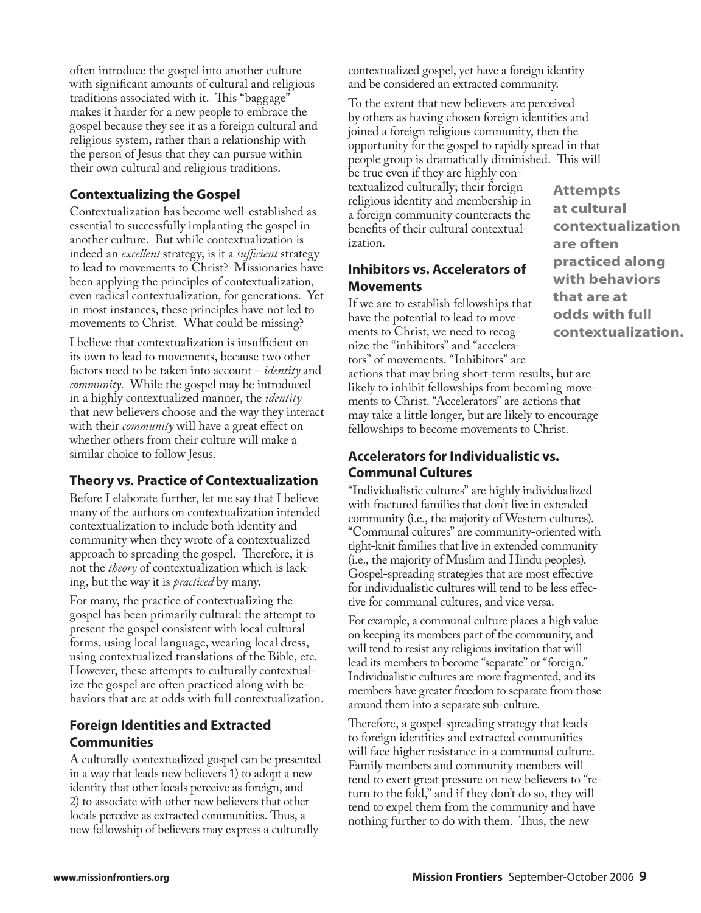often introduce the gospel into another culture with significant amounts of cultural and religious traditions associated with it. This "baggage" makes it harder for a new people to embrace the gospel because they see it as a foreign cultural and religious system, rather than a relationship with the person of Jesus that they can pursue within their own cultural and religious traditions.

### Contextualizing the Gospel

Contextualization has become well-established as essential to successfully implanting the gospel in another culture. But while contextualization is indeed an *excellent* strategy, is it a *sufficient* strategy to lead to movements to Christ? Missionaries have been applying the principles of contextualization, even radical contextualization, for generations. Yet in most instances, these principles have not led to movements to Christ. What could be missing?

I believe that contextualization is insufficient on its own to lead to movements, because two other factors need to be taken into account – *identity* and *community*. While the gospel may be introduced in a highly contextualized manner, the *identity* that new believers choose and the way they interact with their *community* will have a great effect on whether others from their culture will make a similar choice to follow Jesus.

### Theory vs. Practice of Contextualization

Before I elaborate further, let me say that I believe many of the authors on contextualization intended contextualization to include both identity and community when they wrote of a contextualized approach to spreading the gospel. Therefore, it is not the *theory* of contextualization which is lacking, but the way it is *practiced* by many.

For many, the practice of contextualizing the gospel has been primarily cultural: the attempt to present the gospel consistent with local cultural forms, using local language, wearing local dress, using contextualized translations of the Bible, etc. However, these attempts to culturally contextualize the gospel are often practiced along with behaviors that are at odds with full contextualization.

### Foreign Identities and Extracted Communities

A culturally-contextualized gospel can be presented in a way that leads new believers 1) to adopt a new identity that other locals perceive as foreign, and 2) to associate with other new believers that other locals perceive as extracted communities. Thus, a new fellowship of believers may express a culturally contextualized gospel, yet have a foreign identity and be considered an extracted community.

To the extent that new believers are perceived by others as having chosen foreign identities and joined a foreign religious community, then the opportunity for the gospel to rapidly spread in that people group is dramatically diminished. This will be true even if they are highly contextualized culturally; their foreign religious identity and membership in a foreign community counteracts the benefits of their cultural contextualization.

**Attempts at cultural contextualization are often practiced along with behaviors that are at odds with full contextualization.**

### Inhibitors vs. Accelerators of Movements

If we are to establish fellowships that have the potential to lead to movements to Christ, we need to recognize the "inhibitors" and "accelerators" of movements. "Inhibitors" are actions that may bring short-term results, but are likely to inhibit fellowships from becoming movements to Christ. "Accelerators" are actions that may take a little longer, but are likely to encourage fellowships to become movements to Christ.

### Accelerators for Individualistic vs. Communal Cultures

"Individualistic cultures" are highly individualized with fractured families that don't live in extended community (i.e., the majority of Western cultures). "Communal cultures" are community-oriented with tight-knit families that live in extended community (i.e., the majority of Muslim and Hindu peoples). Gospel-spreading strategies that are most effective for individualistic cultures will tend to be less effective for communal cultures, and vice versa.

For example, a communal culture places a high value on keeping its members part of the community, and will tend to resist any religious invitation that will lead its members to become "separate" or "foreign." Individualistic cultures are more fragmented, and its members have greater freedom to separate from those around them into a separate sub-culture.

Therefore, a gospel-spreading strategy that leads to foreign identities and extracted communities will face higher resistance in a communal culture. Family members and community members will tend to exert great pressure on new believers to "return to the fold," and if they don't do so, they will tend to expel them from the community and have nothing further to do with them. Thus, the new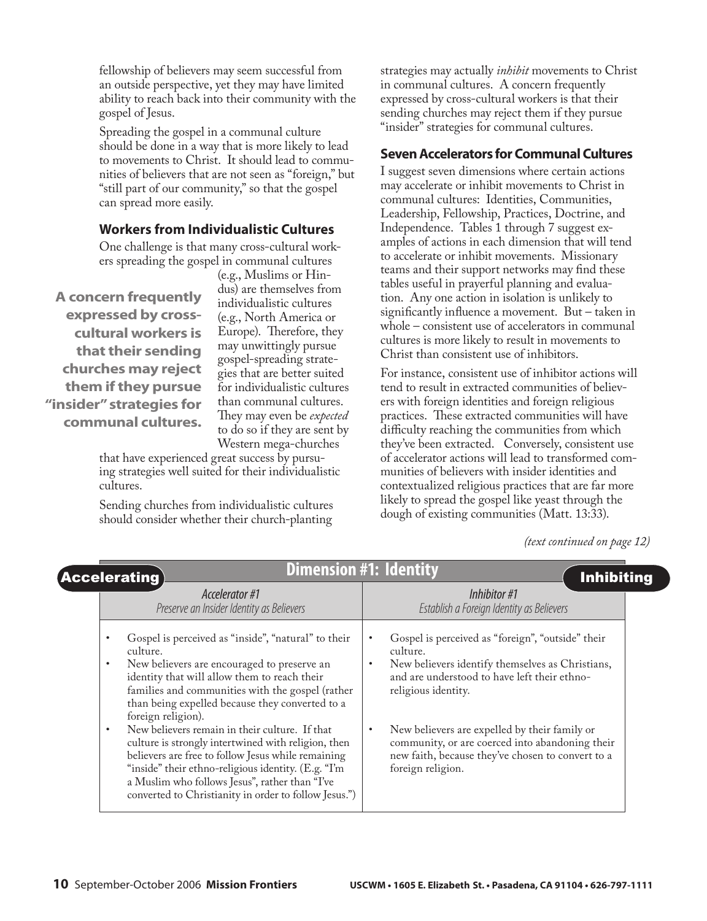fellowship of believers may seem successful from an outside perspective, yet they may have limited ability to reach back into their community with the gospel of Jesus.

Spreading the gospel in a communal culture should be done in a way that is more likely to lead to movements to Christ. It should lead to communities of believers that are not seen as "foreign," but "still part of our community," so that the gospel can spread more easily.

### Workers from Individualistic Cultures

One challenge is that many cross-cultural workers spreading the gospel in communal cultures (e.g., Muslims or Hindus) are themselves from individualistic cultures (e.g., North America or Europe). Therefore, they may unwittingly pursue gospel-spreading strategies that are better suited for individualistic cultures than communal cultures. They may even be *expected* to do so if they are sent by Western mega-churches that have experienced great success by pursuing strategies well suited for their individualistic cultures.

**A concern frequently expressed by cross-cultural workers is that their sending churches may reject them if they pursue "insider" strategies for communal cultures.**

Sending churches from individualistic cultures should consider whether their church-planting strategies may actually *inhibit* movements to Christ in communal cultures. A concern frequently expressed by cross-cultural workers is that their sending churches may reject them if they pursue "insider" strategies for communal cultures.

### Seven Accelerators for Communal Cultures

I suggest seven dimensions where certain actions may accelerate or inhibit movements to Christ in communal cultures: Identities, Communities, Leadership, Fellowship, Practices, Doctrine, and Independence. Tables 1 through 7 suggest examples of actions in each dimension that will tend to accelerate or inhibit movements. Missionary teams and their support networks may find these tables useful in prayerful planning and evaluation. Any one action in isolation is unlikely to significantly influence a movement. But – taken in whole – consistent use of accelerators in communal cultures is more likely to result in movements to Christ than consistent use of inhibitors.

For instance, consistent use of inhibitor actions will tend to result in extracted communities of believers with foreign identities and foreign religious practices. These extracted communities will have difficulty reaching the communities from which they've been extracted. Conversely, consistent use of accelerator actions will lead to transformed communities of believers with insider identities and contextualized religious practices that are far more likely to spread the gospel like yeast through the dough of existing communities (Matt. 13:33).

*(text continued on page 12)*

**Dimension #1: Identity**

| Accelerating | Inhibiting |
|---|---|
| *Accelerator #1*<br>*Preserve an Insider Identity as Believers* | *Inhibitor #1*<br>*Establish a Foreign Identity as Believers* |
| • Gospel is perceived as "inside", "natural" to their culture.<br>• New believers are encouraged to preserve an identity that will allow them to reach their families and communities with the gospel (rather than being expelled because they converted to a foreign religion).<br>• New believers remain in their culture. If that culture is strongly intertwined with religion, then believers are free to follow Jesus while remaining "inside" their ethno-religious identity. (E.g. "I'm a Muslim who follows Jesus", rather than "I've converted to Christianity in order to follow Jesus.") | • Gospel is perceived as "foreign", "outside" their culture.<br>• New believers identify themselves as Christians, and are understood to have left their ethno-religious identity.<br>• New believers are expelled by their family or community, or are coerced into abandoning their new faith, because they've chosen to convert to a foreign religion. |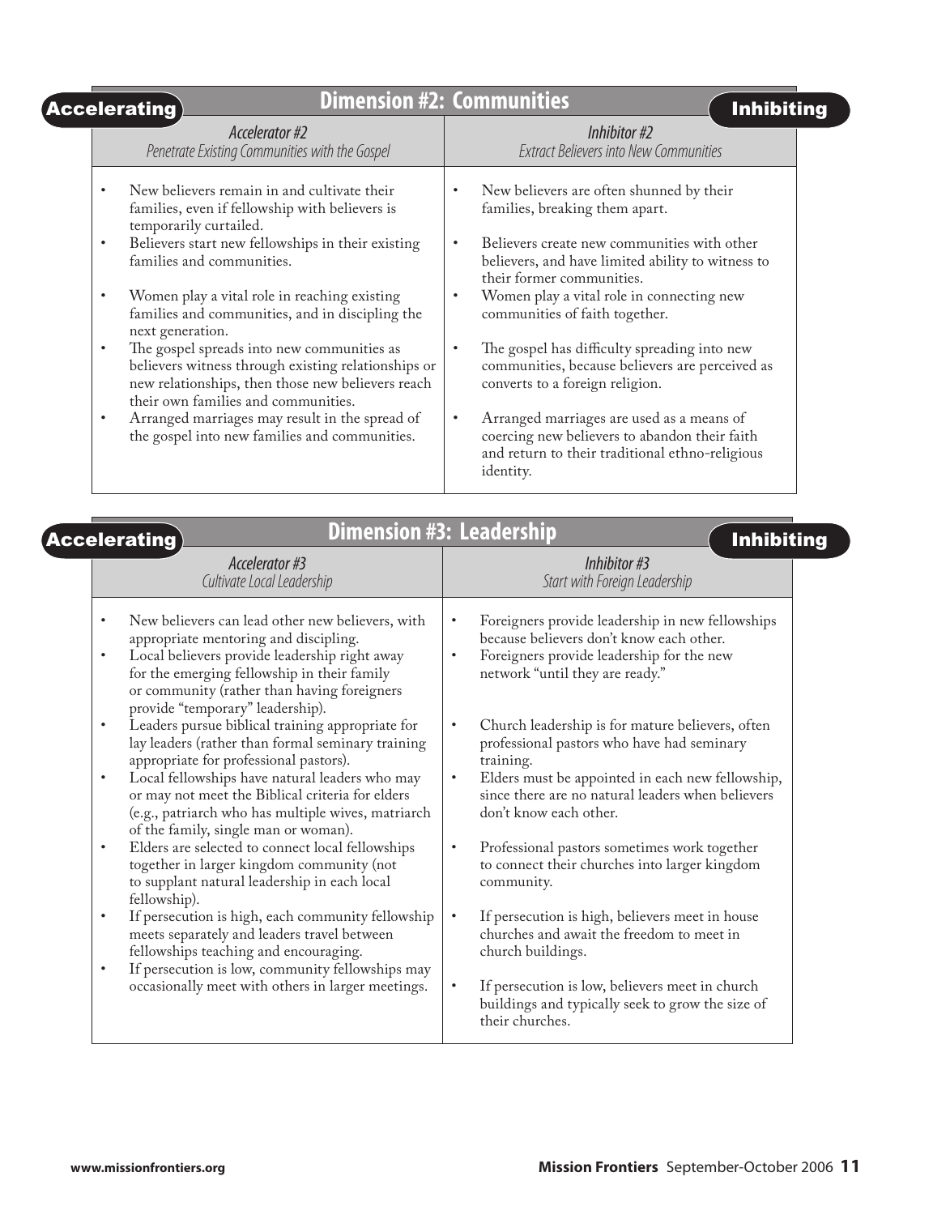## Dimension #2: Communities

| **Accelerating** | **Inhibiting** |
|---|---|
| *Accelerator #2*<br>*Penetrate Existing Communities with the Gospel* | *Inhibitor #2*<br>*Extract Believers into New Communities* |
| • New believers remain in and cultivate their families, even if fellowship with believers is temporarily curtailed. | • New believers are often shunned by their families, breaking them apart. |
| • Believers start new fellowships in their existing families and communities. | • Believers create new communities with other believers, and have limited ability to witness to their former communities. |
| • Women play a vital role in reaching existing families and communities, and in discipling the next generation. | • Women play a vital role in connecting new communities of faith together. |
| • The gospel spreads into new communities as believers witness through existing relationships or new relationships, then those new believers reach their own families and communities. | • The gospel has difficulty spreading into new communities, because believers are perceived as converts to a foreign religion. |
| • Arranged marriages may result in the spread of the gospel into new families and communities. | • Arranged marriages are used as a means of coercing new believers to abandon their faith and return to their traditional ethno-religious identity. |

## Dimension #3: Leadership

| **Accelerating** | **Inhibiting** |
|---|---|
| *Accelerator #3*<br>*Cultivate Local Leadership* | *Inhibitor #3*<br>*Start with Foreign Leadership* |
| • New believers can lead other new believers, with appropriate mentoring and discipling. | • Foreigners provide leadership in new fellowships because believers don't know each other. |
| • Local believers provide leadership right away for the emerging fellowship in their family or community (rather than having foreigners provide "temporary" leadership). | • Foreigners provide leadership for the new network "until they are ready." |
| • Leaders pursue biblical training appropriate for lay leaders (rather than formal seminary training appropriate for professional pastors). | • Church leadership is for mature believers, often professional pastors who have had seminary training. |
| • Local fellowships have natural leaders who may or may not meet the Biblical criteria for elders (e.g., patriarch who has multiple wives, matriarch of the family, single man or woman). | • Elders must be appointed in each new fellowship, since there are no natural leaders when believers don't know each other. |
| • Elders are selected to connect local fellowships together in larger kingdom community (not to supplant natural leadership in each local fellowship). | • Professional pastors sometimes work together to connect their churches into larger kingdom community. |
| • If persecution is high, each community fellowship meets separately and leaders travel between fellowships teaching and encouraging. | • If persecution is high, believers meet in house churches and await the freedom to meet in church buildings. |
| • If persecution is low, community fellowships may occasionally meet with others in larger meetings. | • If persecution is low, believers meet in church buildings and typically seek to grow the size of their churches. |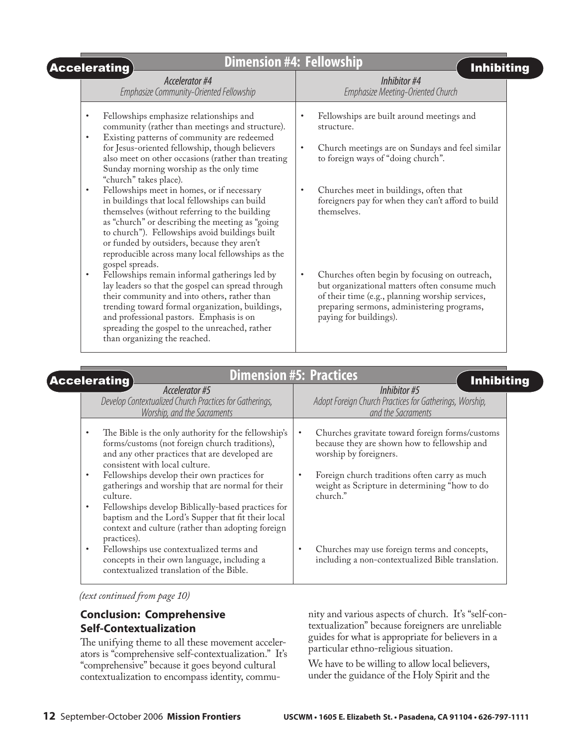## Dimension #4: Fellowship

| **Accelerating** — Accelerator #4<br>*Emphasize Community-Oriented Fellowship* | **Inhibiting** — Inhibitor #4<br>*Emphasize Meeting-Oriented Church* |
|---|---|
| • Fellowships emphasize relationships and community (rather than meetings and structure).<br>• Existing patterns of community are redeemed for Jesus-oriented fellowship, though believers also meet on other occasions (rather than treating Sunday morning worship as the only time "church" takes place). | • Fellowships are built around meetings and structure.<br>• Church meetings are on Sundays and feel similar to foreign ways of "doing church". |
| • Fellowships meet in homes, or if necessary in buildings that local fellowships can build themselves (without referring to the building as "church" or describing the meeting as "going to church"). Fellowships avoid buildings built or funded by outsiders, because they aren't reproducible across many local fellowships as the gospel spreads. | • Churches meet in buildings, often that foreigners pay for when they can't afford to build themselves. |
| • Fellowships remain informal gatherings led by lay leaders so that the gospel can spread through their community and into others, rather than trending toward formal organization, buildings, and professional pastors. Emphasis is on spreading the gospel to the unreached, rather than organizing the reached. | • Churches often begin by focusing on outreach, but organizational matters often consume much of their time (e.g., planning worship services, preparing sermons, administering programs, paying for buildings). |

## Dimension #5: Practices

| **Accelerating** — Accelerator #5<br>*Develop Contextualized Church Practices for Gatherings, Worship, and the Sacraments* | **Inhibiting** — Inhibitor #5<br>*Adopt Foreign Church Practices for Gatherings, Worship, and the Sacraments* |
|---|---|
| • The Bible is the only authority for the fellowship's forms/customs (not foreign church traditions), and any other practices that are developed are consistent with local culture. | • Churches gravitate toward foreign forms/customs because they are shown how to fellowship and worship by foreigners. |
| • Fellowships develop their own practices for gatherings and worship that are normal for their culture.<br>• Fellowships develop Biblically-based practices for baptism and the Lord's Supper that fit their local context and culture (rather than adopting foreign practices). | • Foreign church traditions often carry as much weight as Scripture in determining "how to do church." |
| • Fellowships use contextualized terms and concepts in their own language, including a contextualized translation of the Bible. | • Churches may use foreign terms and concepts, including a non-contextualized Bible translation. |

*(text continued from page 10)*

### Conclusion: Comprehensive Self-Contextualization

The unifying theme to all these movement accelerators is "comprehensive self-contextualization." It's "comprehensive" because it goes beyond cultural contextualization to encompass identity, community and various aspects of church. It's "self-contextualization" because foreigners are unreliable guides for what is appropriate for believers in a particular ethno-religious situation.

We have to be willing to allow local believers, under the guidance of the Holy Spirit and the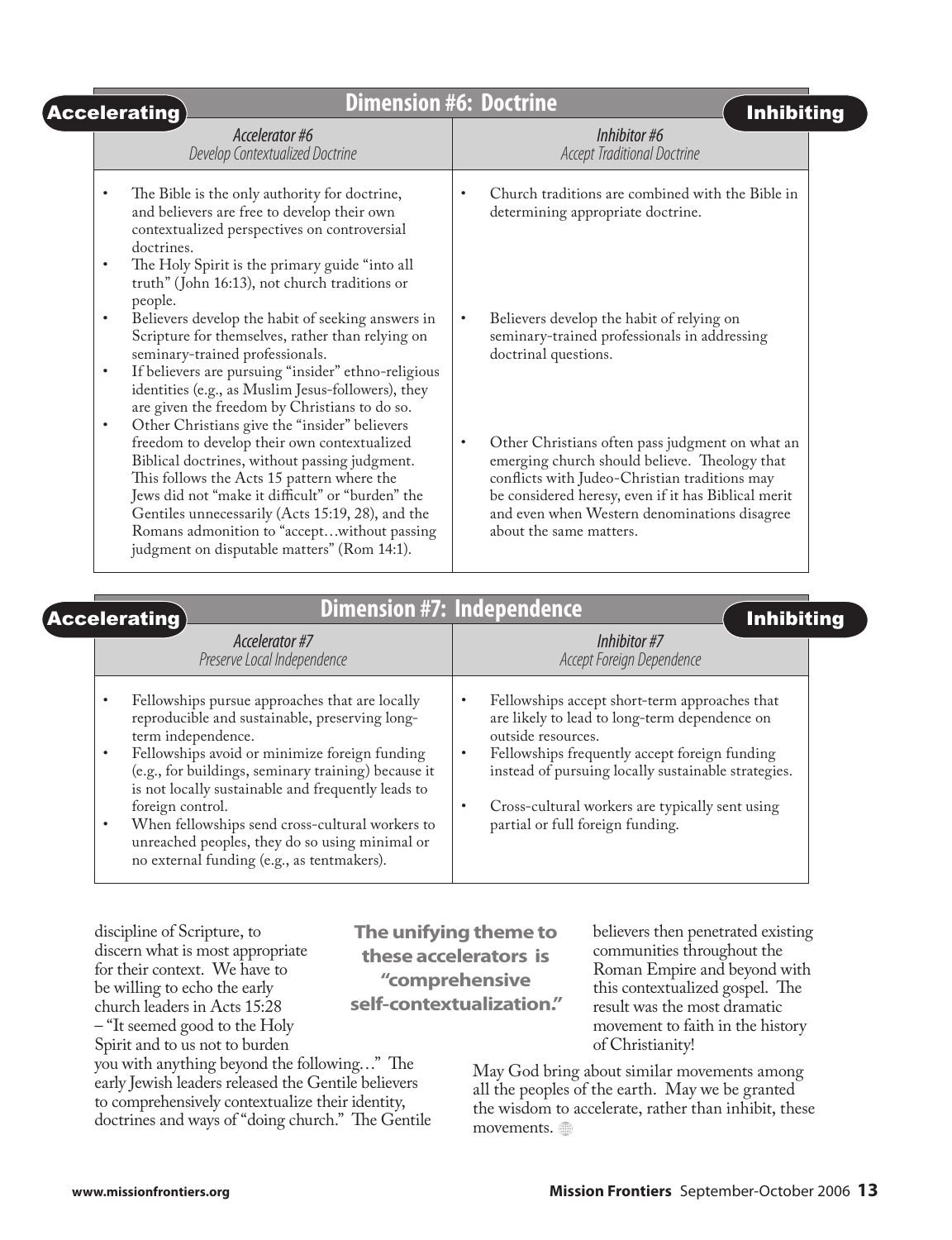## Dimension #6: Doctrine

| Accelerating — Accelerator #6: *Develop Contextualized Doctrine* | Inhibiting — Inhibitor #6: *Accept Traditional Doctrine* |
|---|---|
| • The Bible is the only authority for doctrine, and believers are free to develop their own contextualized perspectives on controversial doctrines.<br>• The Holy Spirit is the primary guide "into all truth" (John 16:13), not church traditions or people. | • Church traditions are combined with the Bible in determining appropriate doctrine. |
| • Believers develop the habit of seeking answers in Scripture for themselves, rather than relying on seminary-trained professionals.<br>• If believers are pursuing "insider" ethno-religious identities (e.g., as Muslim Jesus-followers), they are given the freedom by Christians to do so. | • Believers develop the habit of relying on seminary-trained professionals in addressing doctrinal questions. |
| • Other Christians give the "insider" believers freedom to develop their own contextualized Biblical doctrines, without passing judgment. This follows the Acts 15 pattern where the Jews did not "make it difficult" or "burden" the Gentiles unnecessarily (Acts 15:19, 28), and the Romans admonition to "accept…without passing judgment on disputable matters" (Rom 14:1). | • Other Christians often pass judgment on what an emerging church should believe. Theology that conflicts with Judeo-Christian traditions may be considered heresy, even if it has Biblical merit and even when Western denominations disagree about the same matters. |

## Dimension #7: Independence

| Accelerating — Accelerator #7: *Preserve Local Independence* | Inhibiting — Inhibitor #7: *Accept Foreign Dependence* |
|---|---|
| • Fellowships pursue approaches that are locally reproducible and sustainable, preserving long-term independence. | • Fellowships accept short-term approaches that are likely to lead to long-term dependence on outside resources. |
| • Fellowships avoid or minimize foreign funding (e.g., for buildings, seminary training) because it is not locally sustainable and frequently leads to foreign control. | • Fellowships frequently accept foreign funding instead of pursuing locally sustainable strategies. |
| • When fellowships send cross-cultural workers to unreached peoples, they do so using minimal or no external funding (e.g., as tentmakers). | • Cross-cultural workers are typically sent using partial or full foreign funding. |

discipline of Scripture, to discern what is most appropriate for their context. We have to be willing to echo the early church leaders in Acts 15:28 – "It seemed good to the Holy Spirit and to us not to burden you with anything beyond the following…" The early Jewish leaders released the Gentile believers to comprehensively contextualize their identity, doctrines and ways of "doing church." The Gentile believers then penetrated existing communities throughout the Roman Empire and beyond with this contextualized gospel. The result was the most dramatic movement to faith in the history of Christianity!

**The unifying theme to these accelerators is "comprehensive self-contextualization."**

May God bring about similar movements among all the peoples of the earth. May we be granted the wisdom to accelerate, rather than inhibit, these movements.